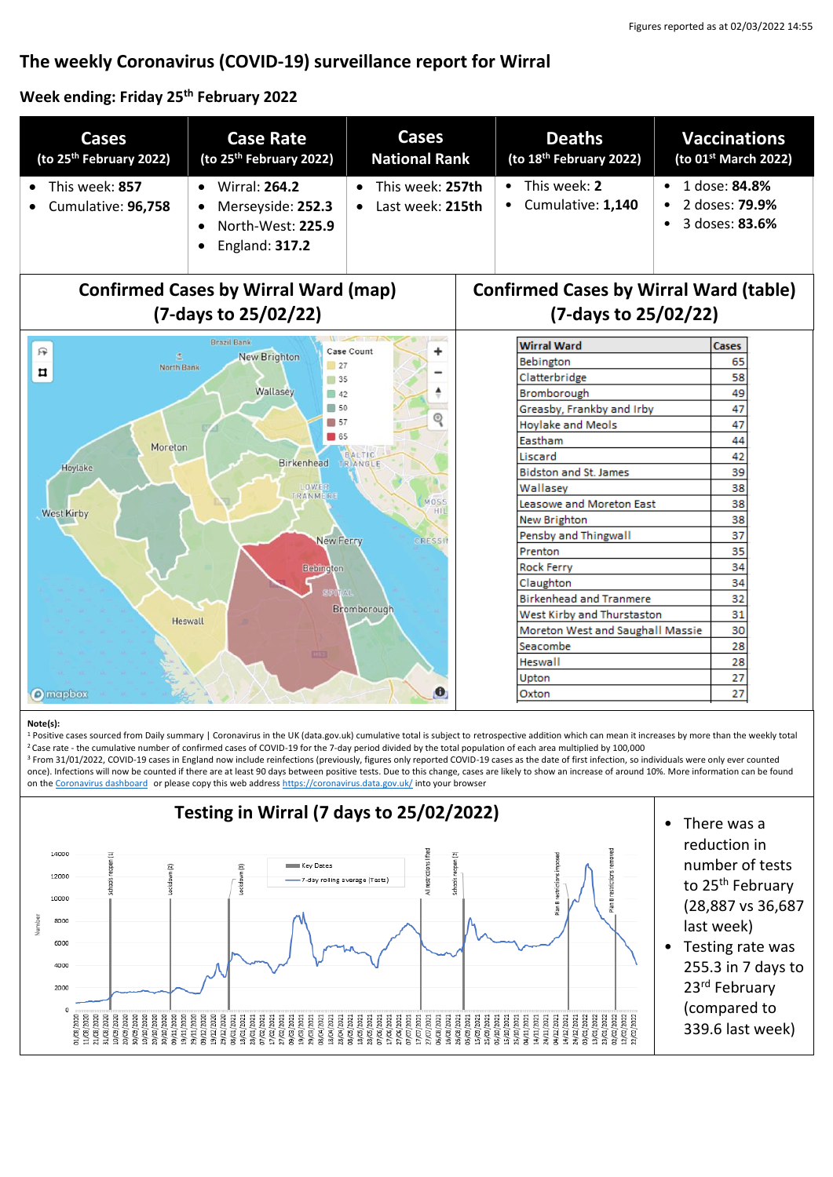Figures reported as at 02/03/2022 14:55

# The weekly Coronavirus (COVID-19) surveillance report for Wirral

## Week ending: Friday 25th February 2022

| Cases (to 25th February 2022) | Case Rate (to 25th February 2022) | Cases National Rank | Deaths (to 18th February 2022) | Vaccinations (to 01st March 2022) |
|---|---|---|---|---|
| • This week: **857**<br>• Cumulative: **96,758** | • Wirral: **264.2**<br>• Merseyside: **252.3**<br>• North-West: **225.9**<br>• England: **317.2** | • This week: **257th**<br>• Last week: **215th** | • This week: **2**<br>• Cumulative: **1,140** | • 1 dose: **84.8%**<br>• 2 doses: **79.9%**<br>• 3 doses: **83.6%** |

## Confirmed Cases by Wirral Ward (map) (7-days to 25/02/22)

## Confirmed Cases by Wirral Ward (table) (7-days to 25/02/22)

| Wirral Ward | Cases |
|---|---|
| Bebington | 65 |
| Clatterbridge | 58 |
| Bromborough | 49 |
| Greasby, Frankby and Irby | 47 |
| Hoylake and Meols | 47 |
| Eastham | 44 |
| Liscard | 42 |
| Bidston and St. James | 39 |
| Wallasey | 38 |
| Leasowe and Moreton East | 38 |
| New Brighton | 38 |
| Pensby and Thingwall | 37 |
| Prenton | 35 |
| Rock Ferry | 34 |
| Claughton | 34 |
| Birkenhead and Tranmere | 32 |
| West Kirby and Thurstaston | 31 |
| Moreton West and Saughall Massie | 30 |
| Seacombe | 28 |
| Heswall | 28 |
| Upton | 27 |
| Oxton | 27 |

**Note(s):**

[1] Positive cases sourced from Daily summary | Coronavirus in the UK (data.gov.uk) cumulative total is subject to retrospective addition which can mean it increases by more than the weekly total

[2] Case rate - the cumulative number of confirmed cases of COVID-19 for the 7-day period divided by the total population of each area multiplied by 100,000

[3] From 31/01/2022, COVID-19 cases in England now include reinfections (previously, figures only reported COVID-19 cases as the date of first infection, so individuals were only ever counted once). Infections will now be counted if there are at least 90 days between positive tests. Due to this change, cases are likely to show an increase of around 10%. More information can be found on the Coronavirus dashboard or please copy this web address https://coronavirus.data.gov.uk/ into your browser

## Testing in Wirral (7 days to 25/02/2022)

- There was a reduction in number of tests to 25th February (28,887 vs 36,687 last week)
- Testing rate was 255.3 in 7 days to 23rd February (compared to 339.6 last week)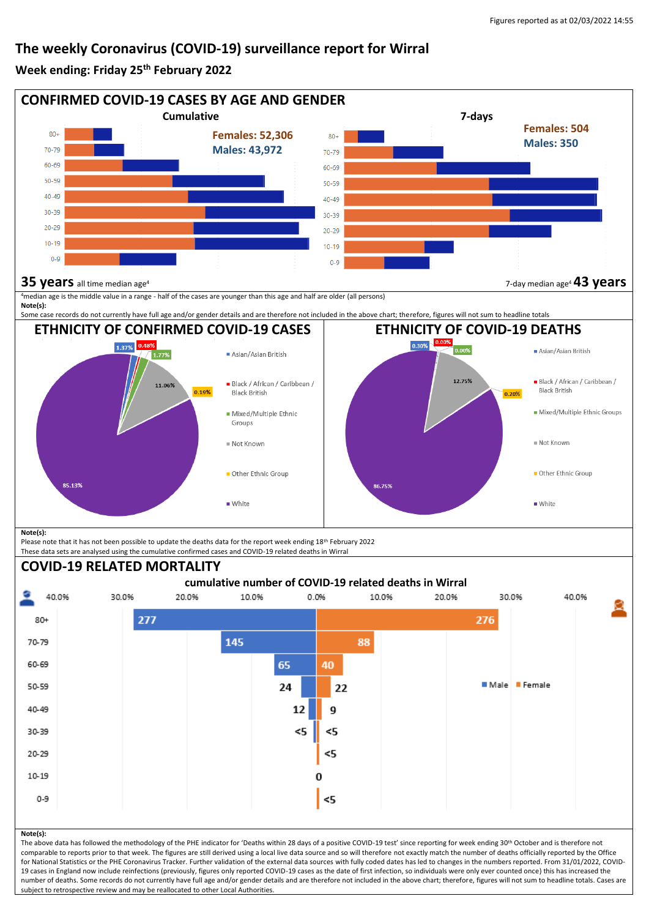Figures reported as at 02/03/2022 14:55

# The weekly Coronavirus (COVID-19) surveillance report for Wirral

**Week ending: Friday 25th February 2022**

## CONFIRMED COVID-19 CASES BY AGE AND GENDER

**Cumulative**

Females: 52,306
Males: 43,972

**7-days**

Females: 504
Males: 350

**35 years** all time median age[4]

7-day median age[4] **43 years**

[4]median age is the middle value in a range - half of the cases are younger than this age and half are older (all persons)

**Note(s):**
Some case records do not currently have full age and/or gender details and are therefore not included in the above chart; therefore, figures will not sum to headline totals

## ETHNICITY OF CONFIRMED COVID-19 CASES

| Ethnicity | % |
|---|---|
| Asian/Asian British | 1.37% |
| Black / African / Caribbean / Black British | 0.48% |
| Mixed/Multiple Ethnic Groups | 1.77% |
| Not Known | 11.06% |
| Other Ethnic Group | 0.19% |
| White | 85.13% |

## ETHNICITY OF COVID-19 DEATHS

| Ethnicity | % |
|---|---|
| Asian/Asian British | 0.30% |
| Black / African / Caribbean / Black British | 0.00% |
| Mixed/Multiple Ethnic Groups | 0.00% |
| Not Known | 12.75% |
| Other Ethnic Group | 0.20% |
| White | 86.75% |

**Note(s):**
Please note that it has not been possible to update the deaths data for the report week ending 18th February 2022
These data sets are analysed using the cumulative confirmed cases and COVID-19 related deaths in Wirral

## COVID-19 RELATED MORTALITY

**cumulative number of COVID-19 related deaths in Wirral**

| Age | Male | Female |
|---|---|---|
| 80+ | 277 | 276 |
| 70-79 | 145 | 88 |
| 60-69 | 65 | 40 |
| 50-59 | 24 | 22 |
| 40-49 | 12 | 9 |
| 30-39 | <5 | <5 |
| 20-29 | | <5 |
| 10-19 | 0 | |
| 0-9 | | <5 |

**Note(s):**
The above data has followed the methodology of the PHE indicator for 'Deaths within 28 days of a positive COVID-19 test' since reporting for week ending 30th October and is therefore not comparable to reports prior to that week. The figures are still derived using a local live data source and so will therefore not exactly match the number of deaths officially reported by the Office for National Statistics or the PHE Coronavirus Tracker. Further validation of the external data sources with fully coded dates has led to changes in the numbers reported. From 31/01/2022, COVID-19 cases in England now include reinfections (previously, figures only reported COVID-19 cases as the date of first infection, so individuals were only ever counted once) this has increased the number of deaths. Some records do not currently have full age and/or gender details and are therefore not included in the above chart; therefore, figures will not sum to headline totals. Cases are subject to retrospective review and may be reallocated to other Local Authorities.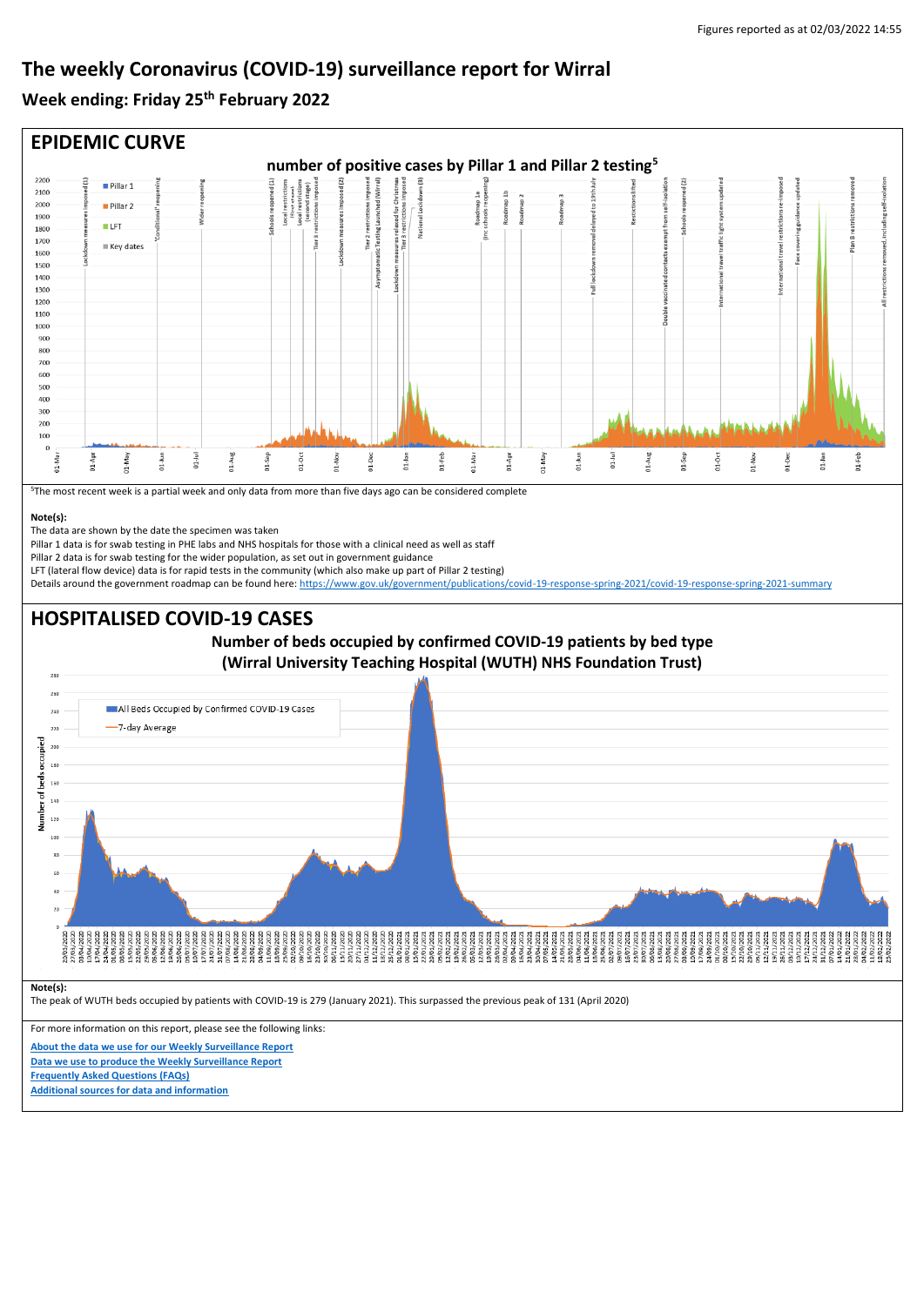Figures reported as at 02/03/2022 14:55

# The weekly Coronavirus (COVID-19) surveillance report for Wirral

## Week ending: Friday 25th February 2022

## EPIDEMIC CURVE

number of positive cases by Pillar 1 and Pillar 2 testing[5]

Pillar 1
Pillar 2
LFT
Key dates

Lockdown measures imposed (1)
"Conditional" reopening
Wider reopening
Schools reopened (1)
Local restrictions (first stage)
Local restrictions (second stage)
Tier 3 restrictions imposed
Lockdown measures imposed (2)
Tier 2 restrictions imposed
Asymptomatic testing launched (Wirral)
Lockdown measures relaxed for Christmas
Tier 3 restrictions imposed
National Lockdown (3)
Roadmap 1a (inc schools reopening)
Roadmap 1b
Roadmap 2
Roadmap 3
Full lockdown removal delayed to 19th July
Restrictions lifted
Double vaccinated contacts exempt from self-isolation
Schools reopened (2)
International travel traffic light system updated
International travel restrictions re-imposed
Face covering guidance updated
Plan B restrictions removed
All restrictions removed, including self-isolation

0
100
200
300
400
500
600
700
800
900
1000
1100
1200
1300
1400
1500
1600
1700
1800
1900
2000
2100
2200

01-Mar
01-Apr
01-May
01-Jun
01-Jul
01-Aug
01-Sep
01-Oct
01-Nov
01-Dec
01-Jan
01-Feb
01-Mar
01-Apr
01-May
01-Jun
01-Jul
01-Aug
01-Sep
01-Oct
01-Nov
01-Dec
01-Jan
01-Feb

[5]The most recent week is a partial week and only data from more than five days ago can be considered complete

**Note(s):**

The data are shown by the date the specimen was taken

Pillar 1 data is for swab testing in PHE labs and NHS hospitals for those with a clinical need as well as staff

Pillar 2 data is for swab testing for the wider population, as set out in government guidance

LFT (lateral flow device) data is for rapid tests in the community (which also make up part of Pillar 2 testing)

Details around the government roadmap can be found here: https://www.gov.uk/government/publications/covid-19-response-spring-2021/covid-19-response-spring-2021-summary

## HOSPITALISED COVID-19 CASES

Number of beds occupied by confirmed COVID-19 patients by bed type
(Wirral University Teaching Hospital (WUTH) NHS Foundation Trust)

All Beds Occupied by Confirmed COVID-19 Cases
7-day Average

Number of beds occupied

0
20
40
60
80
100
120
140
160
180
200
220
240
260
280

**Note(s):**

The peak of WUTH beds occupied by patients with COVID-19 is 279 (January 2021). This surpassed the previous peak of 131 (April 2020)

For more information on this report, please see the following links:

**About the data we use for our Weekly Surveillance Report**

**Data we use to produce the Weekly Surveillance Report**

**Frequently Asked Questions (FAQs)**

**Additional sources for data and information**